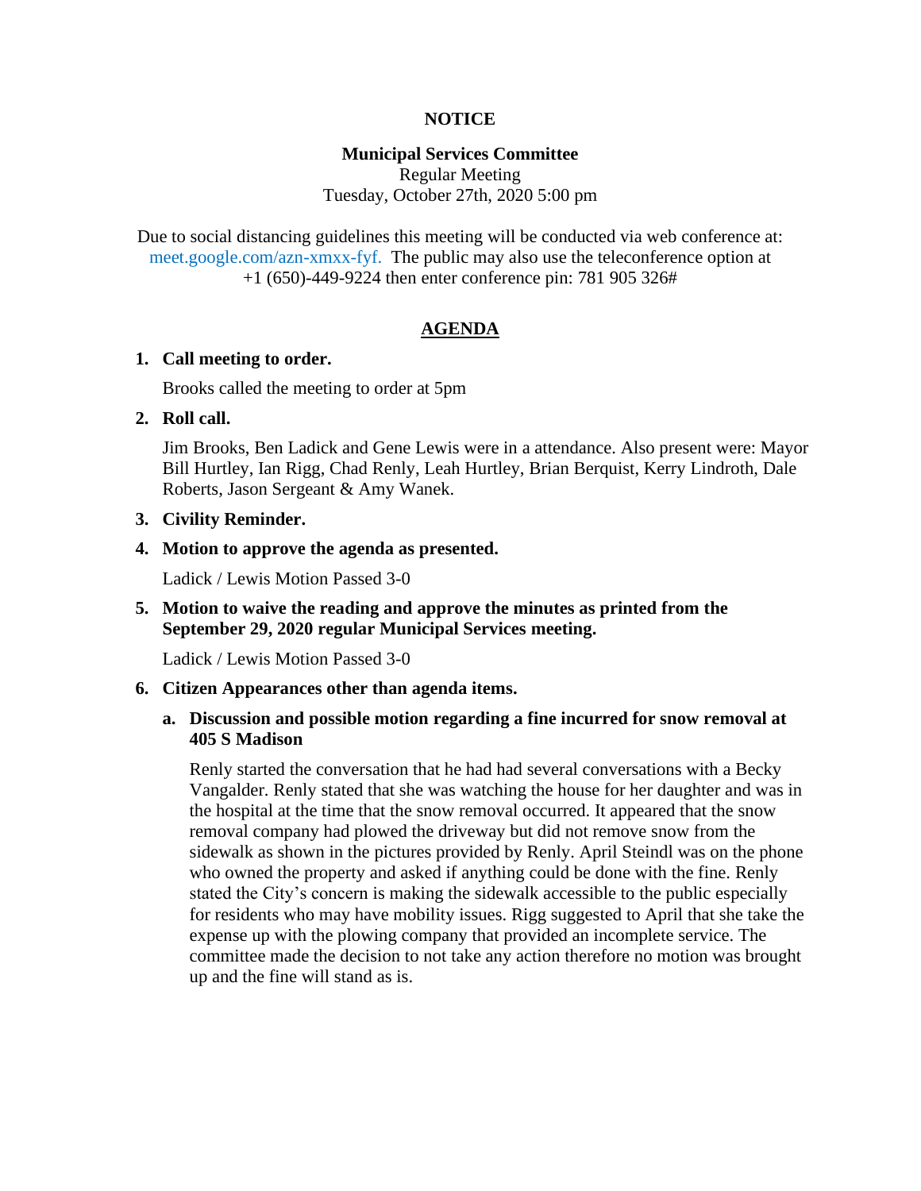**NOTICE**

**Municipal Services Committee**
Regular Meeting
Tuesday, October 27th, 2020 5:00 pm

Due to social distancing guidelines this meeting will be conducted via web conference at: meet.google.com/azn-xmxx-fyf. The public may also use the teleconference option at +1 (650)-449-9224 then enter conference pin: 781 905 326#

## AGENDA

1. **Call meeting to order.**

   Brooks called the meeting to order at 5pm

2. **Roll call.**

   Jim Brooks, Ben Ladick and Gene Lewis were in a attendance. Also present were: Mayor Bill Hurtley, Ian Rigg, Chad Renly, Leah Hurtley, Brian Berquist, Kerry Lindroth, Dale Roberts, Jason Sergeant & Amy Wanek.

3. **Civility Reminder.**

4. **Motion to approve the agenda as presented.**

   Ladick / Lewis Motion Passed 3-0

5. **Motion to waive the reading and approve the minutes as printed from the September 29, 2020 regular Municipal Services meeting.**

   Ladick / Lewis Motion Passed 3-0

6. **Citizen Appearances other than agenda items.**

   a. **Discussion and possible motion regarding a fine incurred for snow removal at 405 S Madison**

      Renly started the conversation that he had had several conversations with a Becky Vangalder. Renly stated that she was watching the house for her daughter and was in the hospital at the time that the snow removal occurred. It appeared that the snow removal company had plowed the driveway but did not remove snow from the sidewalk as shown in the pictures provided by Renly. April Steindl was on the phone who owned the property and asked if anything could be done with the fine. Renly stated the City's concern is making the sidewalk accessible to the public especially for residents who may have mobility issues. Rigg suggested to April that she take the expense up with the plowing company that provided an incomplete service. The committee made the decision to not take any action therefore no motion was brought up and the fine will stand as is.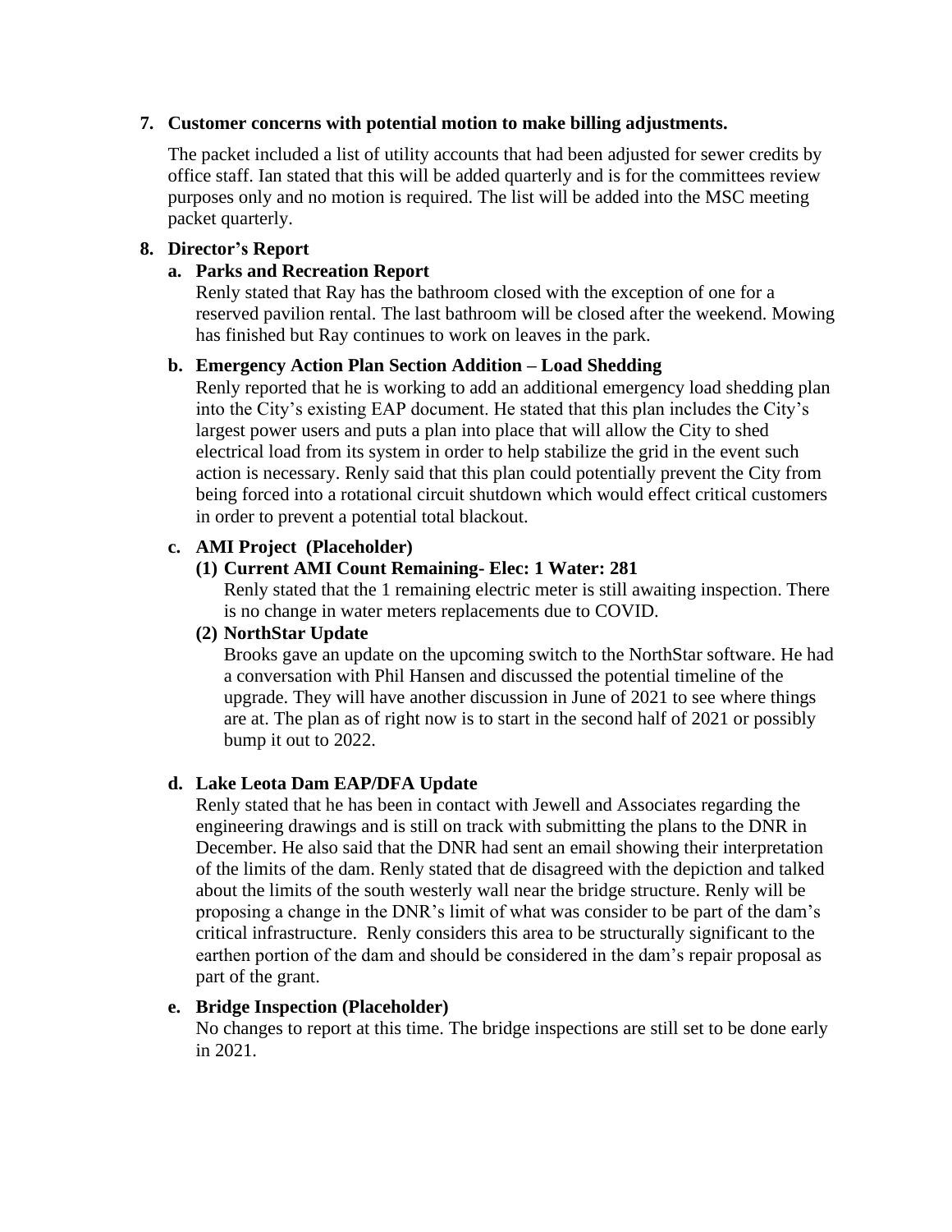**7. Customer concerns with potential motion to make billing adjustments.**

The packet included a list of utility accounts that had been adjusted for sewer credits by office staff. Ian stated that this will be added quarterly and is for the committees review purposes only and no motion is required. The list will be added into the MSC meeting packet quarterly.

**8. Director's Report**

**a. Parks and Recreation Report**

Renly stated that Ray has the bathroom closed with the exception of one for a reserved pavilion rental. The last bathroom will be closed after the weekend. Mowing has finished but Ray continues to work on leaves in the park.

**b. Emergency Action Plan Section Addition – Load Shedding**

Renly reported that he is working to add an additional emergency load shedding plan into the City's existing EAP document. He stated that this plan includes the City's largest power users and puts a plan into place that will allow the City to shed electrical load from its system in order to help stabilize the grid in the event such action is necessary. Renly said that this plan could potentially prevent the City from being forced into a rotational circuit shutdown which would effect critical customers in order to prevent a potential total blackout.

**c. AMI Project (Placeholder)**

**(1) Current AMI Count Remaining- Elec: 1 Water: 281**

Renly stated that the 1 remaining electric meter is still awaiting inspection. There is no change in water meters replacements due to COVID.

**(2) NorthStar Update**

Brooks gave an update on the upcoming switch to the NorthStar software. He had a conversation with Phil Hansen and discussed the potential timeline of the upgrade. They will have another discussion in June of 2021 to see where things are at. The plan as of right now is to start in the second half of 2021 or possibly bump it out to 2022.

**d. Lake Leota Dam EAP/DFA Update**

Renly stated that he has been in contact with Jewell and Associates regarding the engineering drawings and is still on track with submitting the plans to the DNR in December. He also said that the DNR had sent an email showing their interpretation of the limits of the dam. Renly stated that de disagreed with the depiction and talked about the limits of the south westerly wall near the bridge structure. Renly will be proposing a change in the DNR's limit of what was consider to be part of the dam's critical infrastructure. Renly considers this area to be structurally significant to the earthen portion of the dam and should be considered in the dam's repair proposal as part of the grant.

**e. Bridge Inspection (Placeholder)**

No changes to report at this time. The bridge inspections are still set to be done early in 2021.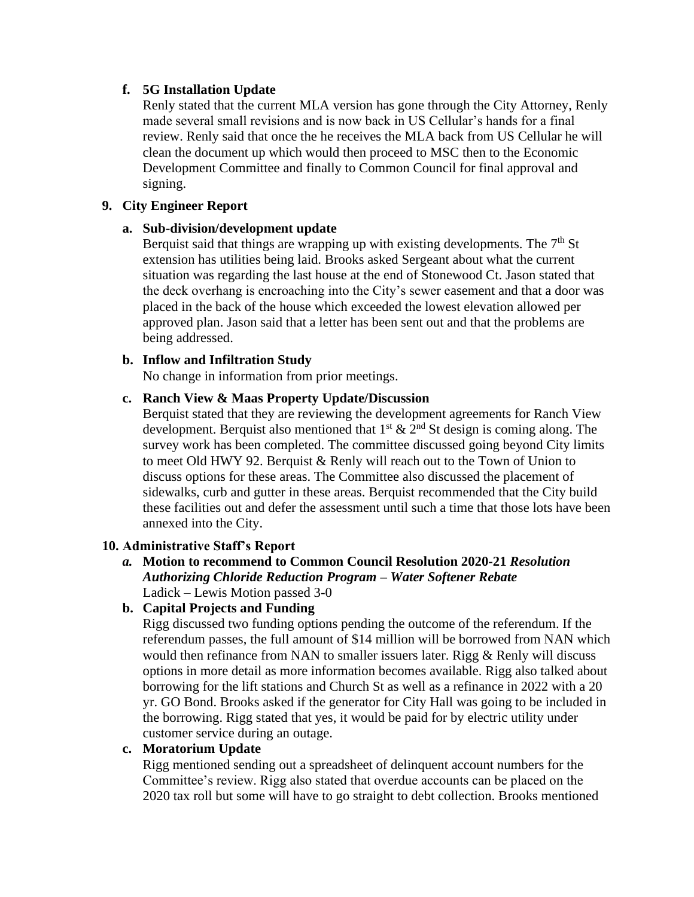**f. 5G Installation Update**

Renly stated that the current MLA version has gone through the City Attorney, Renly made several small revisions and is now back in US Cellular's hands for a final review. Renly said that once the he receives the MLA back from US Cellular he will clean the document up which would then proceed to MSC then to the Economic Development Committee and finally to Common Council for final approval and signing.

**9. City Engineer Report**

**a. Sub-division/development update**

Berquist said that things are wrapping up with existing developments. The 7th St extension has utilities being laid. Brooks asked Sergeant about what the current situation was regarding the last house at the end of Stonewood Ct. Jason stated that the deck overhang is encroaching into the City's sewer easement and that a door was placed in the back of the house which exceeded the lowest elevation allowed per approved plan. Jason said that a letter has been sent out and that the problems are being addressed.

**b. Inflow and Infiltration Study**

No change in information from prior meetings.

**c. Ranch View & Maas Property Update/Discussion**

Berquist stated that they are reviewing the development agreements for Ranch View development. Berquist also mentioned that 1st & 2nd St design is coming along. The survey work has been completed. The committee discussed going beyond City limits to meet Old HWY 92. Berquist & Renly will reach out to the Town of Union to discuss options for these areas. The Committee also discussed the placement of sidewalks, curb and gutter in these areas. Berquist recommended that the City build these facilities out and defer the assessment until such a time that those lots have been annexed into the City.

**10. Administrative Staff's Report**

***a. Motion to recommend to Common Council Resolution 2020-21 Resolution Authorizing Chloride Reduction Program – Water Softener Rebate***

Ladick – Lewis Motion passed 3-0

**b. Capital Projects and Funding**

Rigg discussed two funding options pending the outcome of the referendum. If the referendum passes, the full amount of $14 million will be borrowed from NAN which would then refinance from NAN to smaller issuers later. Rigg & Renly will discuss options in more detail as more information becomes available. Rigg also talked about borrowing for the lift stations and Church St as well as a refinance in 2022 with a 20 yr. GO Bond. Brooks asked if the generator for City Hall was going to be included in the borrowing. Rigg stated that yes, it would be paid for by electric utility under customer service during an outage.

**c. Moratorium Update**

Rigg mentioned sending out a spreadsheet of delinquent account numbers for the Committee's review. Rigg also stated that overdue accounts can be placed on the 2020 tax roll but some will have to go straight to debt collection. Brooks mentioned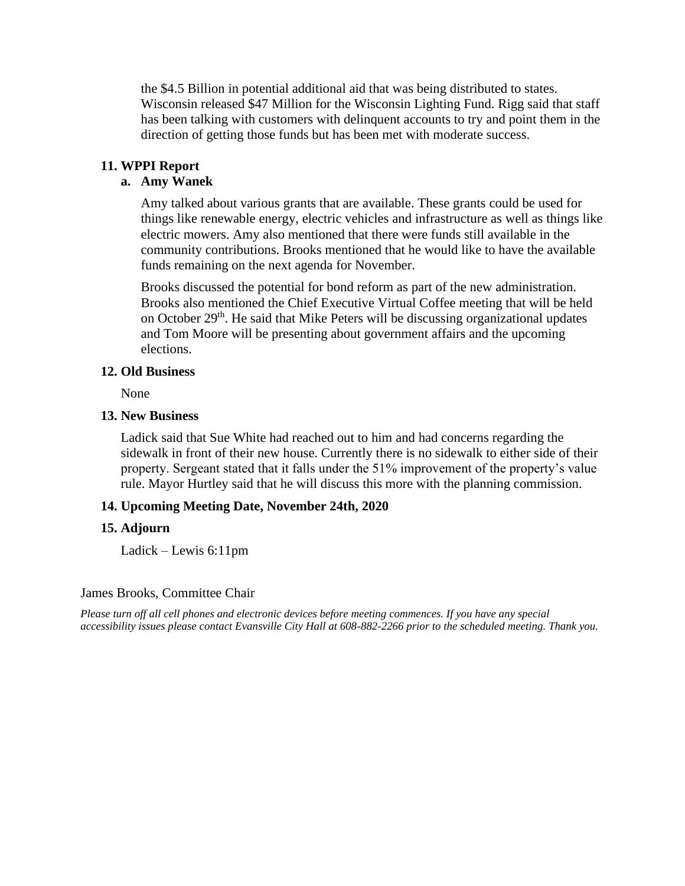the $4.5 Billion in potential additional aid that was being distributed to states. Wisconsin released $47 Million for the Wisconsin Lighting Fund. Rigg said that staff has been talking with customers with delinquent accounts to try and point them in the direction of getting those funds but has been met with moderate success.

**11. WPPI Report**

**a. Amy Wanek**

Amy talked about various grants that are available. These grants could be used for things like renewable energy, electric vehicles and infrastructure as well as things like electric mowers. Amy also mentioned that there were funds still available in the community contributions. Brooks mentioned that he would like to have the available funds remaining on the next agenda for November.

Brooks discussed the potential for bond reform as part of the new administration. Brooks also mentioned the Chief Executive Virtual Coffee meeting that will be held on October 29th. He said that Mike Peters will be discussing organizational updates and Tom Moore will be presenting about government affairs and the upcoming elections.

**12. Old Business**

None

**13. New Business**

Ladick said that Sue White had reached out to him and had concerns regarding the sidewalk in front of their new house. Currently there is no sidewalk to either side of their property. Sergeant stated that it falls under the 51% improvement of the property's value rule. Mayor Hurtley said that he will discuss this more with the planning commission.

**14. Upcoming Meeting Date, November 24th, 2020**

**15. Adjourn**

Ladick – Lewis 6:11pm

James Brooks, Committee Chair

*Please turn off all cell phones and electronic devices before meeting commences. If you have any special accessibility issues please contact Evansville City Hall at 608-882-2266 prior to the scheduled meeting. Thank you.*